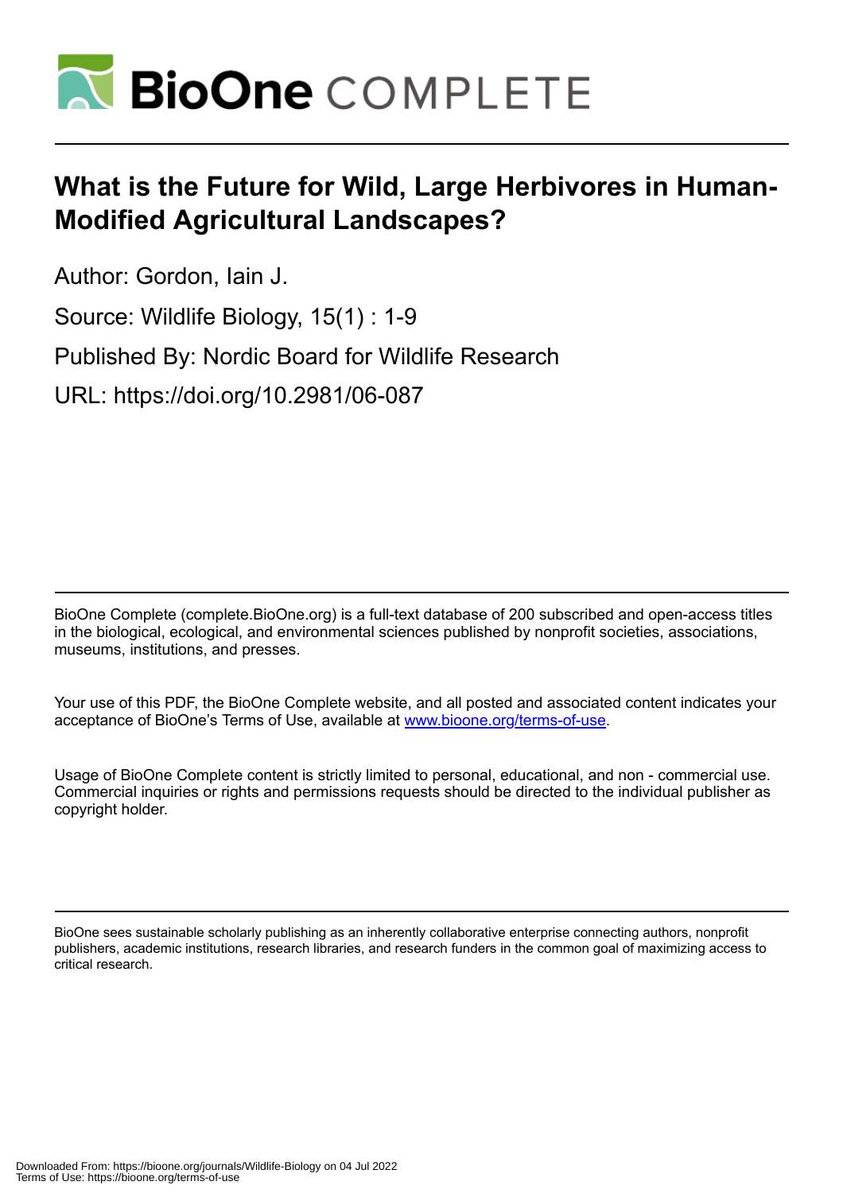# What is the Future for Wild, Large Herbivores in Human-Modified Agricultural Landscapes?

Author: Gordon, Iain J.

Source: Wildlife Biology, 15(1) : 1-9

Published By: Nordic Board for Wildlife Research

URL: https://doi.org/10.2981/06-087

BioOne Complete (complete.BioOne.org) is a full-text database of 200 subscribed and open-access titles in the biological, ecological, and environmental sciences published by nonprofit societies, associations, museums, institutions, and presses.

Your use of this PDF, the BioOne Complete website, and all posted and associated content indicates your acceptance of BioOne's Terms of Use, available at www.bioone.org/terms-of-use.

Usage of BioOne Complete content is strictly limited to personal, educational, and non - commercial use. Commercial inquiries or rights and permissions requests should be directed to the individual publisher as copyright holder.

BioOne sees sustainable scholarly publishing as an inherently collaborative enterprise connecting authors, nonprofit publishers, academic institutions, research libraries, and research funders in the common goal of maximizing access to critical research.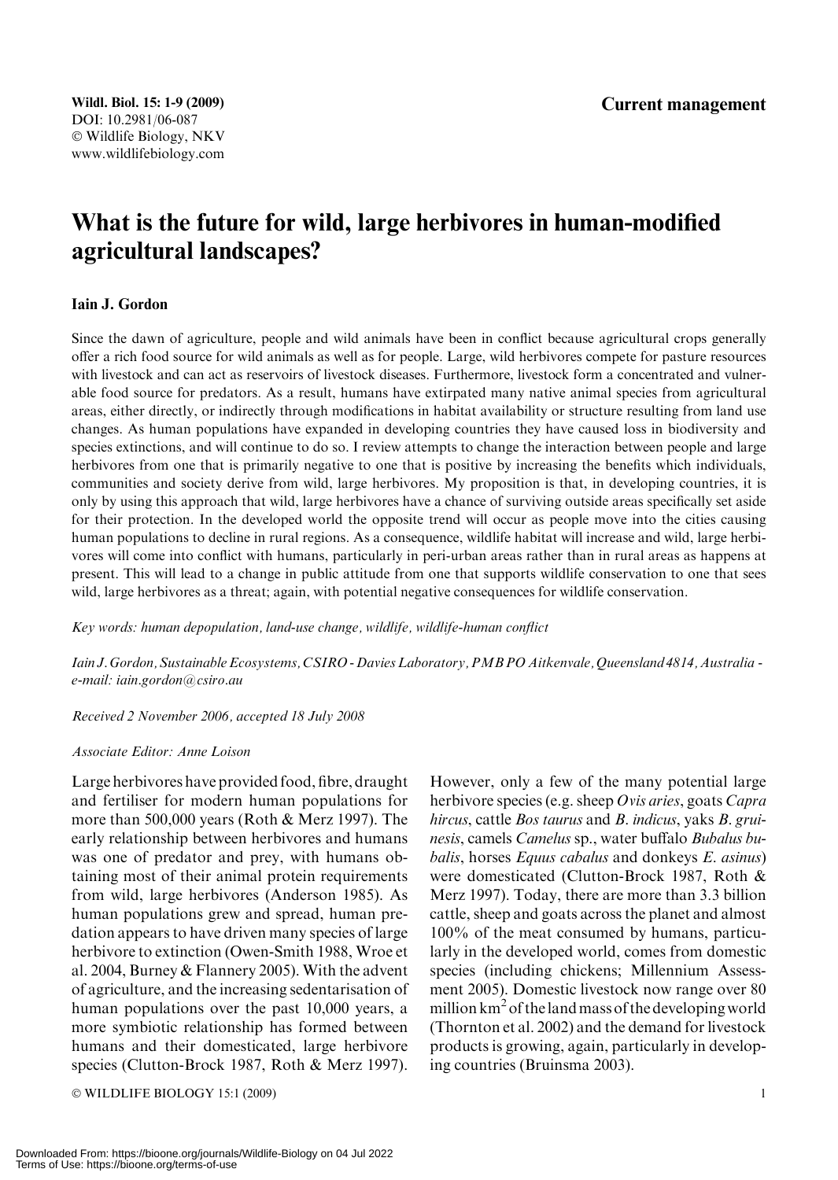Wildl. Biol. 15: 1-9 (2009)
DOI: 10.2981/06-087
© Wildlife Biology, NKV
www.wildlifebiology.com

**Current management**

# What is the future for wild, large herbivores in human-modified agricultural landscapes?

### Iain J. Gordon

Since the dawn of agriculture, people and wild animals have been in conflict because agricultural crops generally offer a rich food source for wild animals as well as for people. Large, wild herbivores compete for pasture resources with livestock and can act as reservoirs of livestock diseases. Furthermore, livestock form a concentrated and vulnerable food source for predators. As a result, humans have extirpated many native animal species from agricultural areas, either directly, or indirectly through modifications in habitat availability or structure resulting from land use changes. As human populations have expanded in developing countries they have caused loss in biodiversity and species extinctions, and will continue to do so. I review attempts to change the interaction between people and large herbivores from one that is primarily negative to one that is positive by increasing the benefits which individuals, communities and society derive from wild, large herbivores. My proposition is that, in developing countries, it is only by using this approach that wild, large herbivores have a chance of surviving outside areas specifically set aside for their protection. In the developed world the opposite trend will occur as people move into the cities causing human populations to decline in rural regions. As a consequence, wildlife habitat will increase and wild, large herbivores will come into conflict with humans, particularly in peri-urban areas rather than in rural areas as happens at present. This will lead to a change in public attitude from one that supports wildlife conservation to one that sees wild, large herbivores as a threat; again, with potential negative consequences for wildlife conservation.

*Key words: human depopulation, land-use change, wildlife, wildlife-human conflict*

*Iain J. Gordon, Sustainable Ecosystems, CSIRO - Davies Laboratory, PMB PO Aitkenvale, Queensland 4814, Australia - e-mail: iain.gordon@csiro.au*

*Received 2 November 2006, accepted 18 July 2008*

*Associate Editor: Anne Loison*

Large herbivores have provided food, fibre, draught and fertiliser for modern human populations for more than 500,000 years (Roth & Merz 1997). The early relationship between herbivores and humans was one of predator and prey, with humans obtaining most of their animal protein requirements from wild, large herbivores (Anderson 1985). As human populations grew and spread, human predation appears to have driven many species of large herbivore to extinction (Owen-Smith 1988, Wroe et al. 2004, Burney & Flannery 2005). With the advent of agriculture, and the increasing sedentarisation of human populations over the past 10,000 years, a more symbiotic relationship has formed between humans and their domesticated, large herbivore species (Clutton-Brock 1987, Roth & Merz 1997). However, only a few of the many potential large herbivore species (e.g. sheep *Ovis aries*, goats *Capra hircus*, cattle *Bos taurus* and *B. indicus*, yaks *B. gruinesis*, camels *Camelus* sp., water buffalo *Bubalus bubalis*, horses *Equus cabalus* and donkeys *E. asinus*) were domesticated (Clutton-Brock 1987, Roth & Merz 1997). Today, there are more than 3.3 billion cattle, sheep and goats across the planet and almost 100% of the meat consumed by humans, particularly in the developed world, comes from domestic species (including chickens; Millennium Assessment 2005). Domestic livestock now range over 80 million km$^2$ of the land mass of the developing world (Thornton et al. 2002) and the demand for livestock products is growing, again, particularly in developing countries (Bruinsma 2003).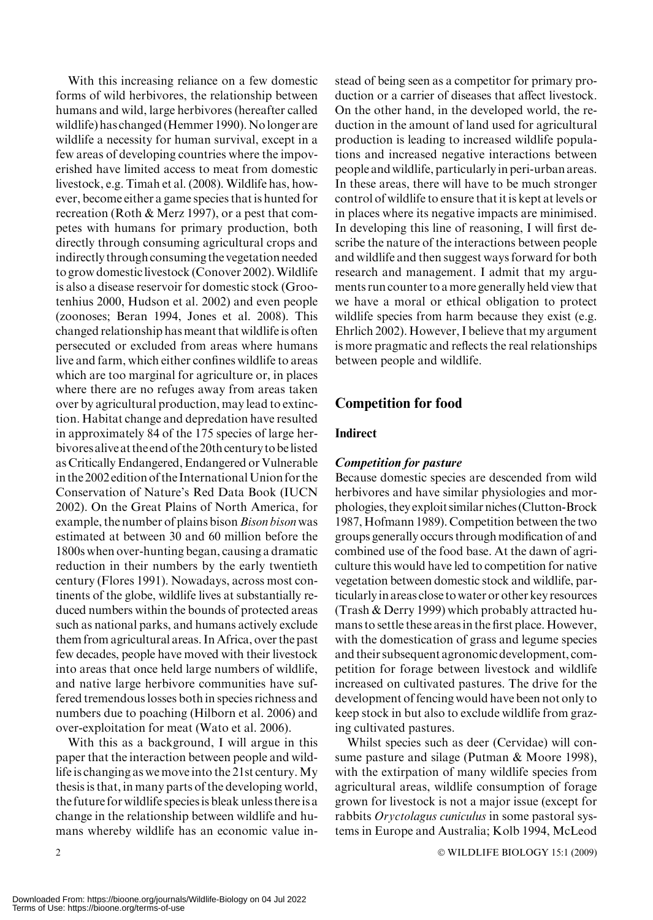With this increasing reliance on a few domestic forms of wild herbivores, the relationship between humans and wild, large herbivores (hereafter called wildlife) has changed (Hemmer 1990). No longer are wildlife a necessity for human survival, except in a few areas of developing countries where the impoverished have limited access to meat from domestic livestock, e.g. Timah et al. (2008). Wildlife has, however, become either a game species that is hunted for recreation (Roth & Merz 1997), or a pest that competes with humans for primary production, both directly through consuming agricultural crops and indirectly through consuming the vegetation needed to grow domestic livestock (Conover 2002). Wildlife is also a disease reservoir for domestic stock (Grootenhius 2000, Hudson et al. 2002) and even people (zoonoses; Beran 1994, Jones et al. 2008). This changed relationship has meant that wildlife is often persecuted or excluded from areas where humans live and farm, which either confines wildlife to areas which are too marginal for agriculture or, in places where there are no refuges away from areas taken over by agricultural production, may lead to extinction. Habitat change and depredation have resulted in approximately 84 of the 175 species of large herbivores alive at the end of the 20th century to be listed as Critically Endangered, Endangered or Vulnerable in the 2002 edition of the International Union for the Conservation of Nature's Red Data Book (IUCN 2002). On the Great Plains of North America, for example, the number of plains bison *Bison bison* was estimated at between 30 and 60 million before the 1800s when over-hunting began, causing a dramatic reduction in their numbers by the early twentieth century (Flores 1991). Nowadays, across most continents of the globe, wildlife lives at substantially reduced numbers within the bounds of protected areas such as national parks, and humans actively exclude them from agricultural areas. In Africa, over the past few decades, people have moved with their livestock into areas that once held large numbers of wildlife, and native large herbivore communities have suffered tremendous losses both in species richness and numbers due to poaching (Hilborn et al. 2006) and over-exploitation for meat (Wato et al. 2006).

With this as a background, I will argue in this paper that the interaction between people and wildlife is changing as we move into the 21st century. My thesis is that, in many parts of the developing world, the future for wildlife species is bleak unless there is a change in the relationship between wildlife and humans whereby wildlife has an economic value instead of being seen as a competitor for primary production or a carrier of diseases that affect livestock. On the other hand, in the developed world, the reduction in the amount of land used for agricultural production is leading to increased wildlife populations and increased negative interactions between people and wildlife, particularly in peri-urban areas. In these areas, there will have to be much stronger control of wildlife to ensure that it is kept at levels or in places where its negative impacts are minimised. In developing this line of reasoning, I will first describe the nature of the interactions between people and wildlife and then suggest ways forward for both research and management. I admit that my arguments run counter to a more generally held view that we have a moral or ethical obligation to protect wildlife species from harm because they exist (e.g. Ehrlich 2002). However, I believe that my argument is more pragmatic and reflects the real relationships between people and wildlife.

## Competition for food

### Indirect

#### *Competition for pasture*

Because domestic species are descended from wild herbivores and have similar physiologies and morphologies, they exploit similar niches (Clutton-Brock 1987, Hofmann 1989). Competition between the two groups generally occurs through modification of and combined use of the food base. At the dawn of agriculture this would have led to competition for native vegetation between domestic stock and wildlife, particularly in areas close to water or other key resources (Trash & Derry 1999) which probably attracted humans to settle these areas in the first place. However, with the domestication of grass and legume species and their subsequent agronomic development, competition for forage between livestock and wildlife increased on cultivated pastures. The drive for the development of fencing would have been not only to keep stock in but also to exclude wildlife from grazing cultivated pastures.

Whilst species such as deer (Cervidae) will consume pasture and silage (Putman & Moore 1998), with the extirpation of many wildlife species from agricultural areas, wildlife consumption of forage grown for livestock is not a major issue (except for rabbits *Oryctolagus cuniculus* in some pastoral systems in Europe and Australia; Kolb 1994, McLeod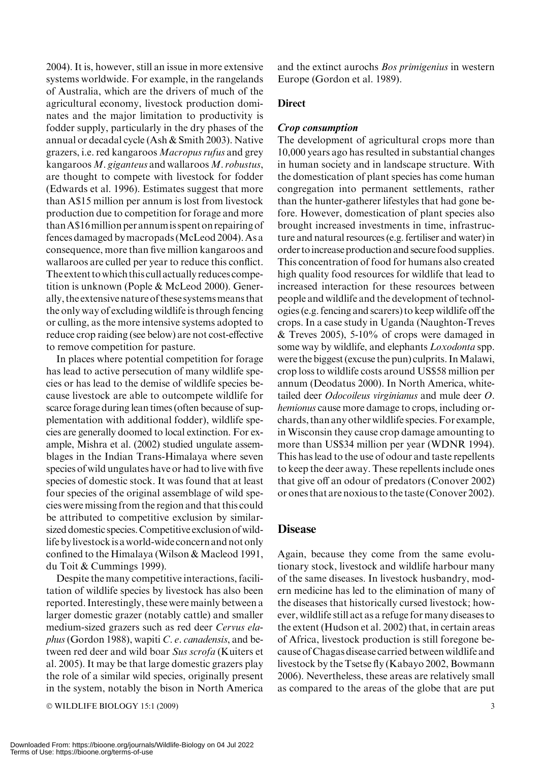2004). It is, however, still an issue in more extensive systems worldwide. For example, in the rangelands of Australia, which are the drivers of much of the agricultural economy, livestock production dominates and the major limitation to productivity is fodder supply, particularly in the dry phases of the annual or decadal cycle (Ash & Smith 2003). Native grazers, i.e. red kangaroos *Macropus rufus* and grey kangaroos *M. giganteus* and wallaroos *M. robustus*, are thought to compete with livestock for fodder (Edwards et al. 1996). Estimates suggest that more than A$15 million per annum is lost from livestock production due to competition for forage and more than A$16 million per annum is spent on repairing of fences damaged by macropads (McLeod 2004). As a consequence, more than five million kangaroos and wallaroos are culled per year to reduce this conflict. The extent to which this cull actually reduces competition is unknown (Pople & McLeod 2000). Generally, the extensive nature of these systems means that the only way of excluding wildlife is through fencing or culling, as the more intensive systems adopted to reduce crop raiding (see below) are not cost-effective to remove competition for pasture.

In places where potential competition for forage has lead to active persecution of many wildlife species or has lead to the demise of wildlife species because livestock are able to outcompete wildlife for scarce forage during lean times (often because of supplementation with additional fodder), wildlife species are generally doomed to local extinction. For example, Mishra et al. (2002) studied ungulate assemblages in the Indian Trans-Himalaya where seven species of wild ungulates have or had to live with five species of domestic stock. It was found that at least four species of the original assemblage of wild species were missing from the region and that this could be attributed to competitive exclusion by similar-sized domestic species. Competitive exclusion of wildlife by livestock is a world-wide concern and not only confined to the Himalaya (Wilson & Macleod 1991, du Toit & Cummings 1999).

Despite the many competitive interactions, facilitation of wildlife species by livestock has also been reported. Interestingly, these were mainly between a larger domestic grazer (notably cattle) and smaller medium-sized grazers such as red deer *Cervus elaphus* (Gordon 1988), wapiti *C. e. canadensis*, and between red deer and wild boar *Sus scrofa* (Kuiters et al. 2005). It may be that large domestic grazers play the role of a similar wild species, originally present in the system, notably the bison in North America and the extinct aurochs *Bos primigenius* in western Europe (Gordon et al. 1989).

### Direct

#### *Crop consumption*

The development of agricultural crops more than 10,000 years ago has resulted in substantial changes in human society and in landscape structure. With the domestication of plant species has come human congregation into permanent settlements, rather than the hunter-gatherer lifestyles that had gone before. However, domestication of plant species also brought increased investments in time, infrastructure and natural resources (e.g. fertiliser and water) in order to increase production and secure food supplies. This concentration of food for humans also created high quality food resources for wildlife that lead to increased interaction for these resources between people and wildlife and the development of technologies (e.g. fencing and scarers) to keep wildlife off the crops. In a case study in Uganda (Naughton-Treves & Treves 2005), 5-10% of crops were damaged in some way by wildlife, and elephants *Loxodonta* spp. were the biggest (excuse the pun) culprits. In Malawi, crop loss to wildlife costs around US$58 million per annum (Deodatus 2000). In North America, white-tailed deer *Odocoileus virginianus* and mule deer *O. hemionus* cause more damage to crops, including orchards, than any other wildlife species. For example, in Wisconsin they cause crop damage amounting to more than US$34 million per year (WDNR 1994). This has lead to the use of odour and taste repellents to keep the deer away. These repellents include ones that give off an odour of predators (Conover 2002) or ones that are noxious to the taste (Conover 2002).

## Disease

Again, because they come from the same evolutionary stock, livestock and wildlife harbour many of the same diseases. In livestock husbandry, modern medicine has led to the elimination of many of the diseases that historically cursed livestock; however, wildlife still act as a refuge for many diseases to the extent (Hudson et al. 2002) that, in certain areas of Africa, livestock production is still foregone because of Chagas disease carried between wildlife and livestock by the Tsetse fly (Kabayo 2002, Bowmann 2006). Nevertheless, these areas are relatively small as compared to the areas of the globe that are put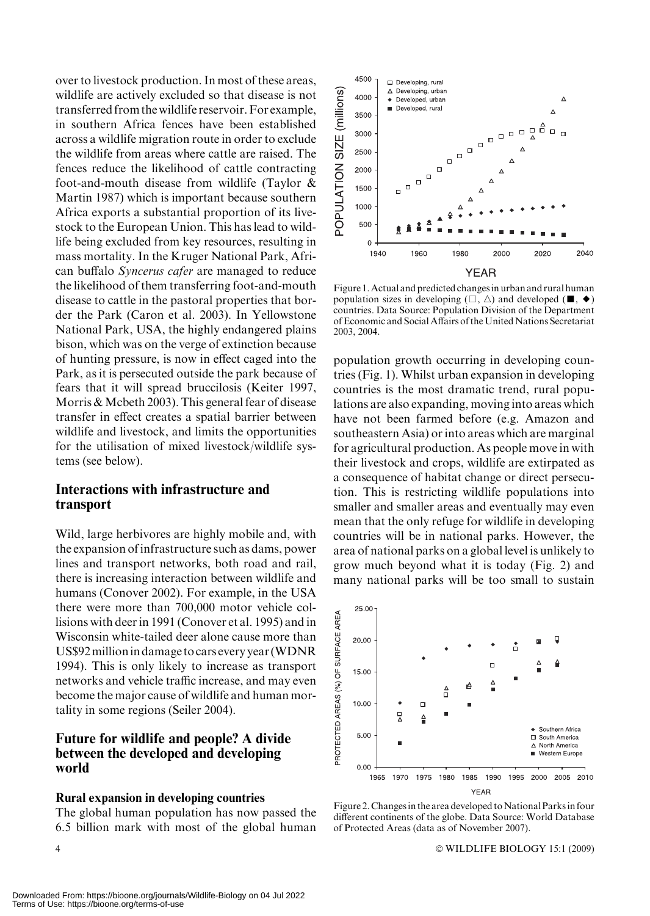over to livestock production. In most of these areas, wildlife are actively excluded so that disease is not transferred from the wildlife reservoir. For example, in southern Africa fences have been established across a wildlife migration route in order to exclude the wildlife from areas where cattle are raised. The fences reduce the likelihood of cattle contracting foot-and-mouth disease from wildlife (Taylor & Martin 1987) which is important because southern Africa exports a substantial proportion of its livestock to the European Union. This has lead to wildlife being excluded from key resources, resulting in mass mortality. In the Kruger National Park, African buffalo *Syncerus cafer* are managed to reduce the likelihood of them transferring foot-and-mouth disease to cattle in the pastoral properties that border the Park (Caron et al. 2003). In Yellowstone National Park, USA, the highly endangered plains bison, which was on the verge of extinction because of hunting pressure, is now in effect caged into the Park, as it is persecuted outside the park because of fears that it will spread bruccilosis (Keiter 1997, Morris & Mcbeth 2003). This general fear of disease transfer in effect creates a spatial barrier between wildlife and livestock, and limits the opportunities for the utilisation of mixed livestock/wildlife systems (see below).

## Interactions with infrastructure and transport

Wild, large herbivores are highly mobile and, with the expansion of infrastructure such as dams, power lines and transport networks, both road and rail, there is increasing interaction between wildlife and humans (Conover 2002). For example, in the USA there were more than 700,000 motor vehicle collisions with deer in 1991 (Conover et al. 1995) and in Wisconsin white-tailed deer alone cause more than US$92 million in damage to cars every year (WDNR 1994). This is only likely to increase as transport networks and vehicle traffic increase, and may even become the major cause of wildlife and human mortality in some regions (Seiler 2004).

## Future for wildlife and people? A divide between the developed and developing world

### Rural expansion in developing countries

The global human population has now passed the 6.5 billion mark with most of the global human population growth occurring in developing countries (Fig. 1). Whilst urban expansion in developing countries is the most dramatic trend, rural populations are also expanding, moving into areas which have not been farmed before (e.g. Amazon and southeastern Asia) or into areas which are marginal for agricultural production. As people move in with their livestock and crops, wildlife are extirpated as a consequence of habitat change or direct persecution. This is restricting wildlife populations into smaller and smaller areas and eventually may even mean that the only refuge for wildlife in developing countries will be in national parks. However, the area of national parks on a global level is unlikely to grow much beyond what it is today (Fig. 2) and many national parks will be too small to sustain

Figure 1. Actual and predicted changes in urban and rural human population sizes in developing (□, △) and developed (■, ◆) countries. Data Source: Population Division of the Department of Economic and Social Affairs of the United Nations Secretariat 2003, 2004.

Figure 2. Changes in the area developed to National Parks in four different continents of the globe. Data Source: World Database of Protected Areas (data as of November 2007).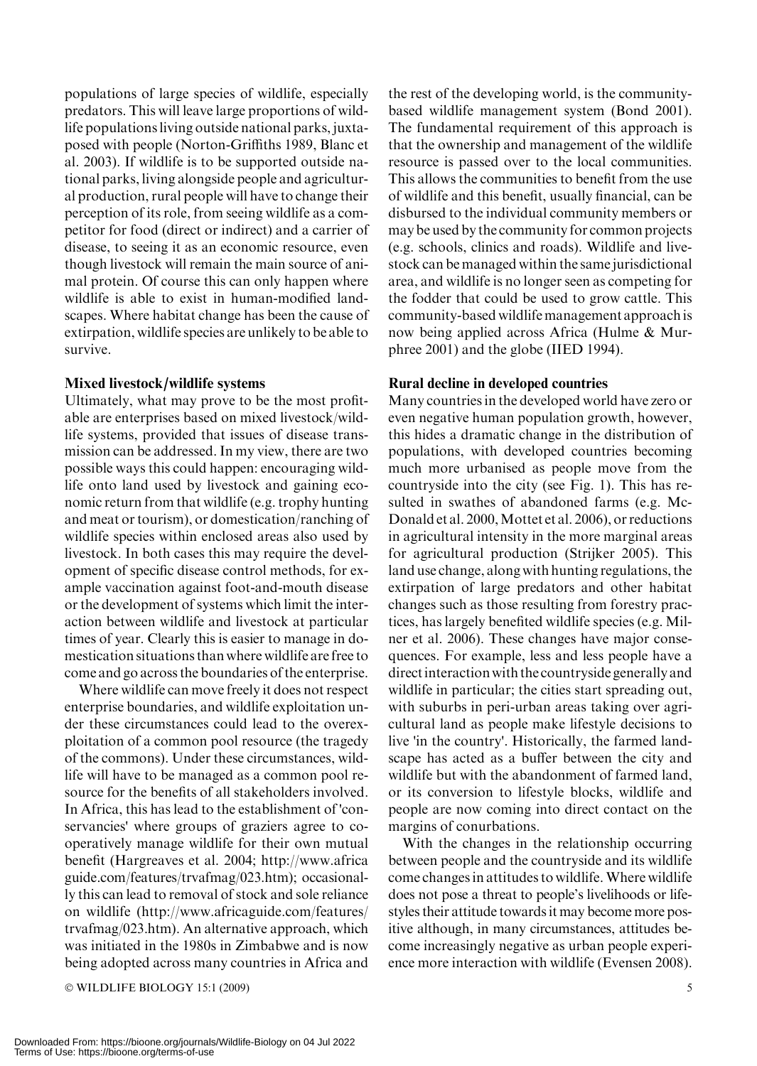populations of large species of wildlife, especially predators. This will leave large proportions of wildlife populations living outside national parks, juxtaposed with people (Norton-Griffiths 1989, Blanc et al. 2003). If wildlife is to be supported outside national parks, living alongside people and agricultural production, rural people will have to change their perception of its role, from seeing wildlife as a competitor for food (direct or indirect) and a carrier of disease, to seeing it as an economic resource, even though livestock will remain the main source of animal protein. Of course this can only happen where wildlife is able to exist in human-modified landscapes. Where habitat change has been the cause of extirpation, wildlife species are unlikely to be able to survive.

### Mixed livestock/wildlife systems

Ultimately, what may prove to be the most profitable are enterprises based on mixed livestock/wildlife systems, provided that issues of disease transmission can be addressed. In my view, there are two possible ways this could happen: encouraging wildlife onto land used by livestock and gaining economic return from that wildlife (e.g. trophy hunting and meat or tourism), or domestication/ranching of wildlife species within enclosed areas also used by livestock. In both cases this may require the development of specific disease control methods, for example vaccination against foot-and-mouth disease or the development of systems which limit the interaction between wildlife and livestock at particular times of year. Clearly this is easier to manage in domestication situations than where wildlife are free to come and go across the boundaries of the enterprise.

Where wildlife can move freely it does not respect enterprise boundaries, and wildlife exploitation under these circumstances could lead to the overexploitation of a common pool resource (the tragedy of the commons). Under these circumstances, wildlife will have to be managed as a common pool resource for the benefits of all stakeholders involved. In Africa, this has lead to the establishment of 'conservancies' where groups of graziers agree to cooperatively manage wildlife for their own mutual benefit (Hargreaves et al. 2004; http://www.africaguide.com/features/trvafmag/023.htm); occasionally this can lead to removal of stock and sole reliance on wildlife (http://www.africaguide.com/features/trvafmag/023.htm). An alternative approach, which was initiated in the 1980s in Zimbabwe and is now being adopted across many countries in Africa and the rest of the developing world, is the community-based wildlife management system (Bond 2001). The fundamental requirement of this approach is that the ownership and management of the wildlife resource is passed over to the local communities. This allows the communities to benefit from the use of wildlife and this benefit, usually financial, can be disbursed to the individual community members or may be used by the community for common projects (e.g. schools, clinics and roads). Wildlife and livestock can be managed within the same jurisdictional area, and wildlife is no longer seen as competing for the fodder that could be used to grow cattle. This community-based wildlife management approach is now being applied across Africa (Hulme & Murphree 2001) and the globe (IIED 1994).

### Rural decline in developed countries

Many countries in the developed world have zero or even negative human population growth, however, this hides a dramatic change in the distribution of populations, with developed countries becoming much more urbanised as people move from the countryside into the city (see Fig. 1). This has resulted in swathes of abandoned farms (e.g. McDonald et al. 2000, Mottet et al. 2006), or reductions in agricultural intensity in the more marginal areas for agricultural production (Strijker 2005). This land use change, along with hunting regulations, the extirpation of large predators and other habitat changes such as those resulting from forestry practices, has largely benefited wildlife species (e.g. Milner et al. 2006). These changes have major consequences. For example, less and less people have a direct interaction with the countryside generally and wildlife in particular; the cities start spreading out, with suburbs in peri-urban areas taking over agricultural land as people make lifestyle decisions to live 'in the country'. Historically, the farmed landscape has acted as a buffer between the city and wildlife but with the abandonment of farmed land, or its conversion to lifestyle blocks, wildlife and people are now coming into direct contact on the margins of conurbations.

With the changes in the relationship occurring between people and the countryside and its wildlife come changes in attitudes to wildlife. Where wildlife does not pose a threat to people's livelihoods or lifestyles their attitude towards it may become more positive although, in many circumstances, attitudes become increasingly negative as urban people experience more interaction with wildlife (Evensen 2008).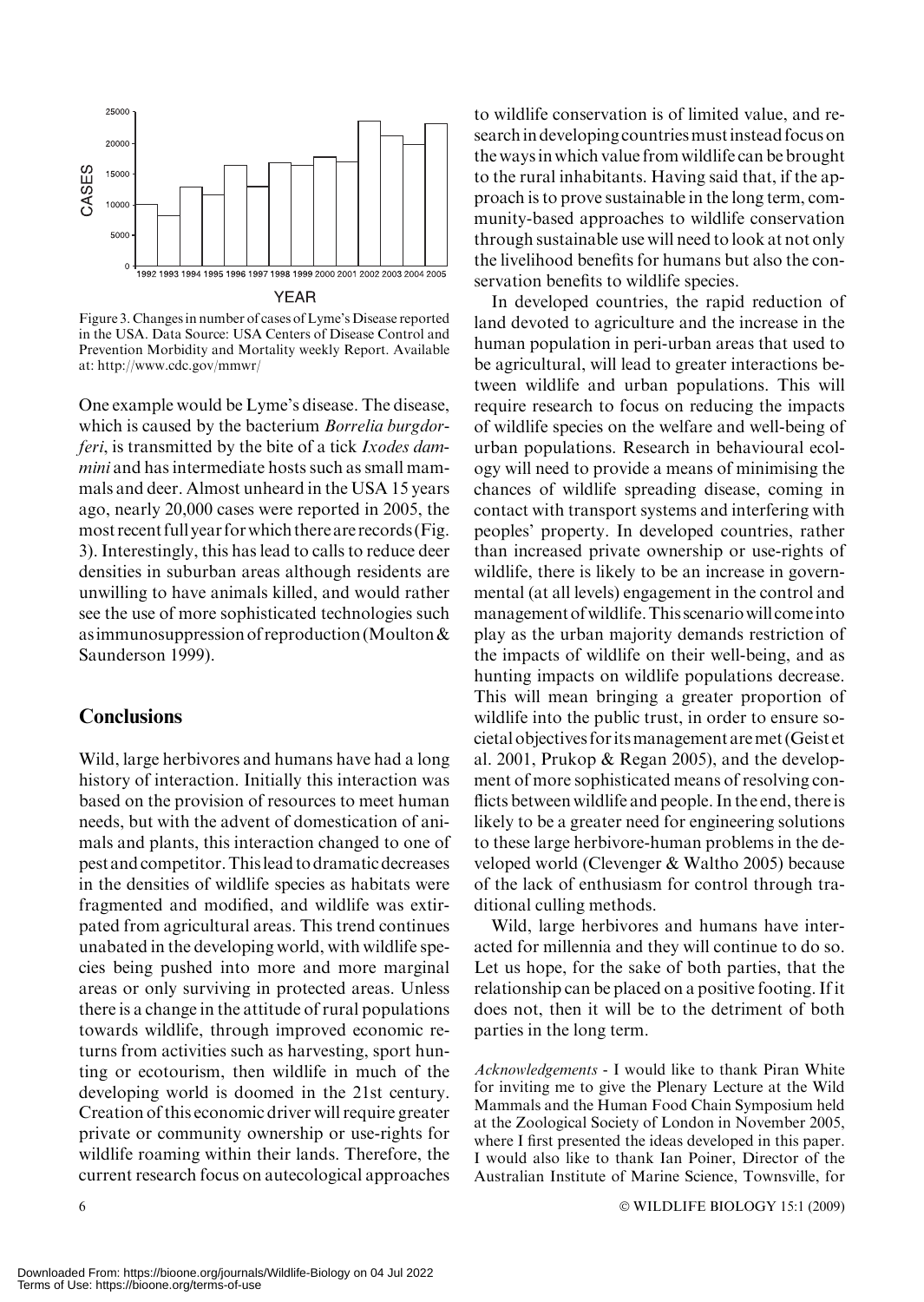25000
20000
15000
10000
5000
0
CASES
1992 1993 1994 1995 1996 1997 1998 1999 2000 2001 2002 2003 2004 2005
YEAR

Figure 3. Changes in number of cases of Lyme's Disease reported in the USA. Data Source: USA Centers of Disease Control and Prevention Morbidity and Mortality weekly Report. Available at: http://www.cdc.gov/mmwr/

One example would be Lyme's disease. The disease, which is caused by the bacterium *Borrelia burgdorferi*, is transmitted by the bite of a tick *Ixodes dammini* and has intermediate hosts such as small mammals and deer. Almost unheard in the USA 15 years ago, nearly 20,000 cases were reported in 2005, the most recent full year for which there are records (Fig. 3). Interestingly, this has lead to calls to reduce deer densities in suburban areas although residents are unwilling to have animals killed, and would rather see the use of more sophisticated technologies such as immunosuppression of reproduction (Moulton & Saunderson 1999).

## Conclusions

Wild, large herbivores and humans have had a long history of interaction. Initially this interaction was based on the provision of resources to meet human needs, but with the advent of domestication of animals and plants, this interaction changed to one of pest and competitor. This lead to dramatic decreases in the densities of wildlife species as habitats were fragmented and modified, and wildlife was extirpated from agricultural areas. This trend continues unabated in the developing world, with wildlife species being pushed into more and more marginal areas or only surviving in protected areas. Unless there is a change in the attitude of rural populations towards wildlife, through improved economic returns from activities such as harvesting, sport hunting or ecotourism, then wildlife in much of the developing world is doomed in the 21st century. Creation of this economic driver will require greater private or community ownership or use-rights for wildlife roaming within their lands. Therefore, the current research focus on autecological approaches to wildlife conservation is of limited value, and research in developing countries must instead focus on the ways in which value from wildlife can be brought to the rural inhabitants. Having said that, if the approach is to prove sustainable in the long term, community-based approaches to wildlife conservation through sustainable use will need to look at not only the livelihood benefits for humans but also the conservation benefits to wildlife species.

In developed countries, the rapid reduction of land devoted to agriculture and the increase in the human population in peri-urban areas that used to be agricultural, will lead to greater interactions between wildlife and urban populations. This will require research to focus on reducing the impacts of wildlife species on the welfare and well-being of urban populations. Research in behavioural ecology will need to provide a means of minimising the chances of wildlife spreading disease, coming in contact with transport systems and interfering with peoples' property. In developed countries, rather than increased private ownership or use-rights of wildlife, there is likely to be an increase in governmental (at all levels) engagement in the control and management of wildlife. This scenario will come into play as the urban majority demands restriction of the impacts of wildlife on their well-being, and as hunting impacts on wildlife populations decrease. This will mean bringing a greater proportion of wildlife into the public trust, in order to ensure societal objectives for its management are met (Geist et al. 2001, Prukop & Regan 2005), and the development of more sophisticated means of resolving conflicts between wildlife and people. In the end, there is likely to be a greater need for engineering solutions to these large herbivore-human problems in the developed world (Clevenger & Waltho 2005) because of the lack of enthusiasm for control through traditional culling methods.

Wild, large herbivores and humans have interacted for millennia and they will continue to do so. Let us hope, for the sake of both parties, that the relationship can be placed on a positive footing. If it does not, then it will be to the detriment of both parties in the long term.

*Acknowledgements* - I would like to thank Piran White for inviting me to give the Plenary Lecture at the Wild Mammals and the Human Food Chain Symposium held at the Zoological Society of London in November 2005, where I first presented the ideas developed in this paper. I would also like to thank Ian Poiner, Director of the Australian Institute of Marine Science, Townsville, for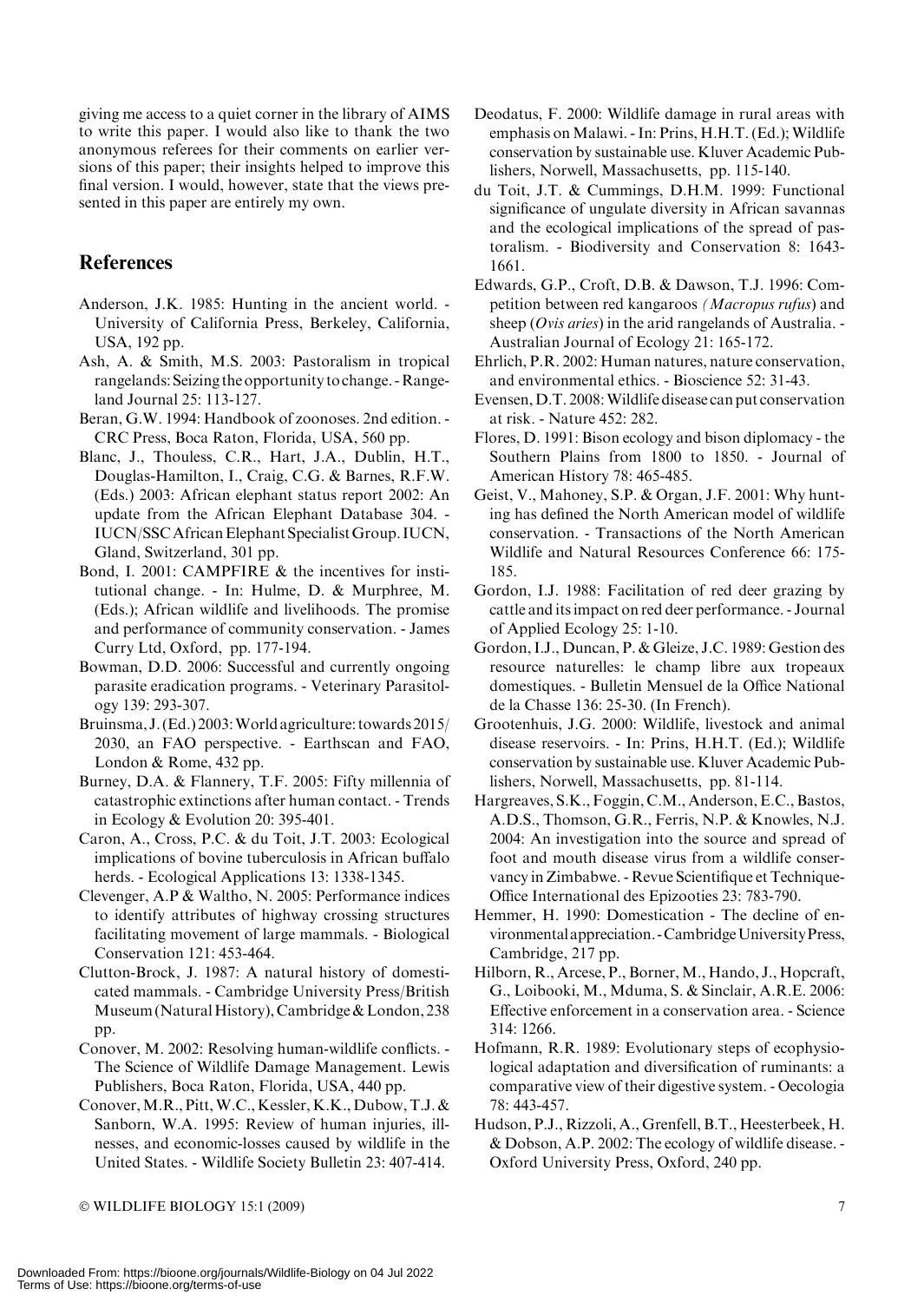giving me access to a quiet corner in the library of AIMS to write this paper. I would also like to thank the two anonymous referees for their comments on earlier versions of this paper; their insights helped to improve this final version. I would, however, state that the views presented in this paper are entirely my own.

## References

Anderson, J.K. 1985: Hunting in the ancient world. - University of California Press, Berkeley, California, USA, 192 pp.

Ash, A. & Smith, M.S. 2003: Pastoralism in tropical rangelands: Seizing the opportunity to change. - Rangeland Journal 25: 113-127.

Beran, G.W. 1994: Handbook of zoonoses. 2nd edition. - CRC Press, Boca Raton, Florida, USA, 560 pp.

Blanc, J., Thouless, C.R., Hart, J.A., Dublin, H.T., Douglas-Hamilton, I., Craig, C.G. & Barnes, R.F.W. (Eds.) 2003: African elephant status report 2002: An update from the African Elephant Database 304. - IUCN/SSC African Elephant Specialist Group. IUCN, Gland, Switzerland, 301 pp.

Bond, I. 2001: CAMPFIRE & the incentives for institutional change. - In: Hulme, D. & Murphree, M. (Eds.); African wildlife and livelihoods. The promise and performance of community conservation. - James Curry Ltd, Oxford, pp. 177-194.

Bowman, D.D. 2006: Successful and currently ongoing parasite eradication programs. - Veterinary Parasitology 139: 293-307.

Bruinsma, J. (Ed.) 2003: World agriculture: towards 2015/2030, an FAO perspective. - Earthscan and FAO, London & Rome, 432 pp.

Burney, D.A. & Flannery, T.F. 2005: Fifty millennia of catastrophic extinctions after human contact. - Trends in Ecology & Evolution 20: 395-401.

Caron, A., Cross, P.C. & du Toit, J.T. 2003: Ecological implications of bovine tuberculosis in African buffalo herds. - Ecological Applications 13: 1338-1345.

Clevenger, A.P & Waltho, N. 2005: Performance indices to identify attributes of highway crossing structures facilitating movement of large mammals. - Biological Conservation 121: 453-464.

Clutton-Brock, J. 1987: A natural history of domesticated mammals. - Cambridge University Press/British Museum (Natural History), Cambridge & London, 238 pp.

Conover, M. 2002: Resolving human-wildlife conflicts. - The Science of Wildlife Damage Management. Lewis Publishers, Boca Raton, Florida, USA, 440 pp.

Conover, M.R., Pitt, W.C., Kessler, K.K., Dubow, T.J. & Sanborn, W.A. 1995: Review of human injuries, illnesses, and economic-losses caused by wildlife in the United States. - Wildlife Society Bulletin 23: 407-414.

Deodatus, F. 2000: Wildlife damage in rural areas with emphasis on Malawi. - In: Prins, H.H.T. (Ed.); Wildlife conservation by sustainable use. Kluver Academic Publishers, Norwell, Massachusetts, pp. 115-140.

du Toit, J.T. & Cummings, D.H.M. 1999: Functional significance of ungulate diversity in African savannas and the ecological implications of the spread of pastoralism. - Biodiversity and Conservation 8: 1643-1661.

Edwards, G.P., Croft, D.B. & Dawson, T.J. 1996: Competition between red kangaroos (*Macropus rufus*) and sheep (*Ovis aries*) in the arid rangelands of Australia. - Australian Journal of Ecology 21: 165-172.

Ehrlich, P.R. 2002: Human natures, nature conservation, and environmental ethics. - Bioscience 52: 31-43.

Evensen, D.T. 2008: Wildlife disease can put conservation at risk. - Nature 452: 282.

Flores, D. 1991: Bison ecology and bison diplomacy - the Southern Plains from 1800 to 1850. - Journal of American History 78: 465-485.

Geist, V., Mahoney, S.P. & Organ, J.F. 2001: Why hunting has defined the North American model of wildlife conservation. - Transactions of the North American Wildlife and Natural Resources Conference 66: 175-185.

Gordon, I.J. 1988: Facilitation of red deer grazing by cattle and its impact on red deer performance. - Journal of Applied Ecology 25: 1-10.

Gordon, I.J., Duncan, P. & Gleize, J.C. 1989: Gestion des resource naturelles: le champ libre aux tropeaux domestiques. - Bulletin Mensuel de la Office National de la Chasse 136: 25-30. (In French).

Grootenhuis, J.G. 2000: Wildlife, livestock and animal disease reservoirs. - In: Prins, H.H.T. (Ed.); Wildlife conservation by sustainable use. Kluver Academic Publishers, Norwell, Massachusetts, pp. 81-114.

Hargreaves, S.K., Foggin, C.M., Anderson, E.C., Bastos, A.D.S., Thomson, G.R., Ferris, N.P. & Knowles, N.J. 2004: An investigation into the source and spread of foot and mouth disease virus from a wildlife conservancy in Zimbabwe. - Revue Scientifique et Technique-Office International des Epizooties 23: 783-790.

Hemmer, H. 1990: Domestication - The decline of environmental appreciation. - Cambridge University Press, Cambridge, 217 pp.

Hilborn, R., Arcese, P., Borner, M., Hando, J., Hopcraft, G., Loibooki, M., Mduma, S. & Sinclair, A.R.E. 2006: Effective enforcement in a conservation area. - Science 314: 1266.

Hofmann, R.R. 1989: Evolutionary steps of ecophysiological adaptation and diversification of ruminants: a comparative view of their digestive system. - Oecologia 78: 443-457.

Hudson, P.J., Rizzoli, A., Grenfell, B.T., Heesterbeek, H. & Dobson, A.P. 2002: The ecology of wildlife disease. - Oxford University Press, Oxford, 240 pp.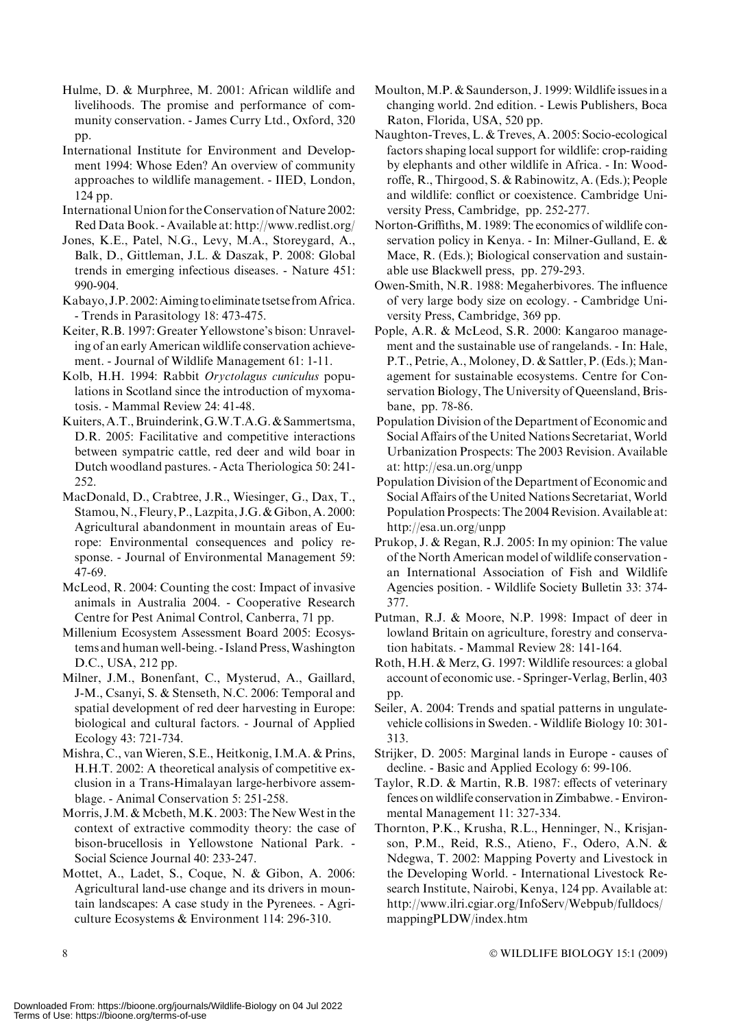Hulme, D. & Murphree, M. 2001: African wildlife and livelihoods. The promise and performance of community conservation. - James Curry Ltd., Oxford, 320 pp.

International Institute for Environment and Development 1994: Whose Eden? An overview of community approaches to wildlife management. - IIED, London, 124 pp.

International Union for the Conservation of Nature 2002: Red Data Book. - Available at: http://www.redlist.org/

Jones, K.E., Patel, N.G., Levy, M.A., Storeygard, A., Balk, D., Gittleman, J.L. & Daszak, P. 2008: Global trends in emerging infectious diseases. - Nature 451: 990-904.

Kabayo, J.P. 2002: Aiming to eliminate tsetse from Africa. - Trends in Parasitology 18: 473-475.

Keiter, R.B. 1997: Greater Yellowstone's bison: Unraveling of an early American wildlife conservation achievement. - Journal of Wildlife Management 61: 1-11.

Kolb, H.H. 1994: Rabbit *Oryctolagus cuniculus* populations in Scotland since the introduction of myxomatosis. - Mammal Review 24: 41-48.

Kuiters, A.T., Bruinderink, G.W.T.A.G. & Sammertsma, D.R. 2005: Facilitative and competitive interactions between sympatric cattle, red deer and wild boar in Dutch woodland pastures. - Acta Theriologica 50: 241-252.

MacDonald, D., Crabtree, J.R., Wiesinger, G., Dax, T., Stamou, N., Fleury, P., Lazpita, J.G. & Gibon, A. 2000: Agricultural abandonment in mountain areas of Europe: Environmental consequences and policy response. - Journal of Environmental Management 59: 47-69.

McLeod, R. 2004: Counting the cost: Impact of invasive animals in Australia 2004. - Cooperative Research Centre for Pest Animal Control, Canberra, 71 pp.

Millenium Ecosystem Assessment Board 2005: Ecosystems and human well-being. - Island Press, Washington D.C., USA, 212 pp.

Milner, J.M., Bonenfant, C., Mysterud, A., Gaillard, J-M., Csanyi, S. & Stenseth, N.C. 2006: Temporal and spatial development of red deer harvesting in Europe: biological and cultural factors. - Journal of Applied Ecology 43: 721-734.

Mishra, C., van Wieren, S.E., Heitkonig, I.M.A. & Prins, H.H.T. 2002: A theoretical analysis of competitive exclusion in a Trans-Himalayan large-herbivore assemblage. - Animal Conservation 5: 251-258.

Morris, J.M. & Mcbeth, M.K. 2003: The New West in the context of extractive commodity theory: the case of bison-brucellosis in Yellowstone National Park. - Social Science Journal 40: 233-247.

Mottet, A., Ladet, S., Coque, N. & Gibon, A. 2006: Agricultural land-use change and its drivers in mountain landscapes: A case study in the Pyrenees. - Agriculture Ecosystems & Environment 114: 296-310.

Moulton, M.P. & Saunderson, J. 1999: Wildlife issues in a changing world. 2nd edition. - Lewis Publishers, Boca Raton, Florida, USA, 520 pp.

Naughton-Treves, L. & Treves, A. 2005: Socio-ecological factors shaping local support for wildlife: crop-raiding by elephants and other wildlife in Africa. - In: Woodroffe, R., Thirgood, S. & Rabinowitz, A. (Eds.); People and wildlife: conflict or coexistence. Cambridge University Press, Cambridge, pp. 252-277.

Norton-Griffiths, M. 1989: The economics of wildlife conservation policy in Kenya. - In: Milner-Gulland, E. & Mace, R. (Eds.); Biological conservation and sustainable use Blackwell press, pp. 279-293.

Owen-Smith, N.R. 1988: Megaherbivores. The influence of very large body size on ecology. - Cambridge University Press, Cambridge, 369 pp.

Pople, A.R. & McLeod, S.R. 2000: Kangaroo management and the sustainable use of rangelands. - In: Hale, P.T., Petrie, A., Moloney, D. & Sattler, P. (Eds.); Management for sustainable ecosystems. Centre for Conservation Biology, The University of Queensland, Brisbane, pp. 78-86.

Population Division of the Department of Economic and Social Affairs of the United Nations Secretariat, World Urbanization Prospects: The 2003 Revision. Available at: http://esa.un.org/unpp

Population Division of the Department of Economic and Social Affairs of the United Nations Secretariat, World Population Prospects: The 2004 Revision. Available at: http://esa.un.org/unpp

Prukop, J. & Regan, R.J. 2005: In my opinion: The value of the North American model of wildlife conservation - an International Association of Fish and Wildlife Agencies position. - Wildlife Society Bulletin 33: 374-377.

Putman, R.J. & Moore, N.P. 1998: Impact of deer in lowland Britain on agriculture, forestry and conservation habitats. - Mammal Review 28: 141-164.

Roth, H.H. & Merz, G. 1997: Wildlife resources: a global account of economic use. - Springer-Verlag, Berlin, 403 pp.

Seiler, A. 2004: Trends and spatial patterns in ungulate-vehicle collisions in Sweden. - Wildlife Biology 10: 301-313.

Strijker, D. 2005: Marginal lands in Europe - causes of decline. - Basic and Applied Ecology 6: 99-106.

Taylor, R.D. & Martin, R.B. 1987: effects of veterinary fences on wildlife conservation in Zimbabwe. - Environmental Management 11: 327-334.

Thornton, P.K., Krusha, R.L., Henninger, N., Krisjanson, P.M., Reid, R.S., Atieno, F., Odero, A.N. & Ndegwa, T. 2002: Mapping Poverty and Livestock in the Developing World. - International Livestock Research Institute, Nairobi, Kenya, 124 pp. Available at: http://www.ilri.cgiar.org/InfoServ/Webpub/fulldocs/mappingPLDW/index.htm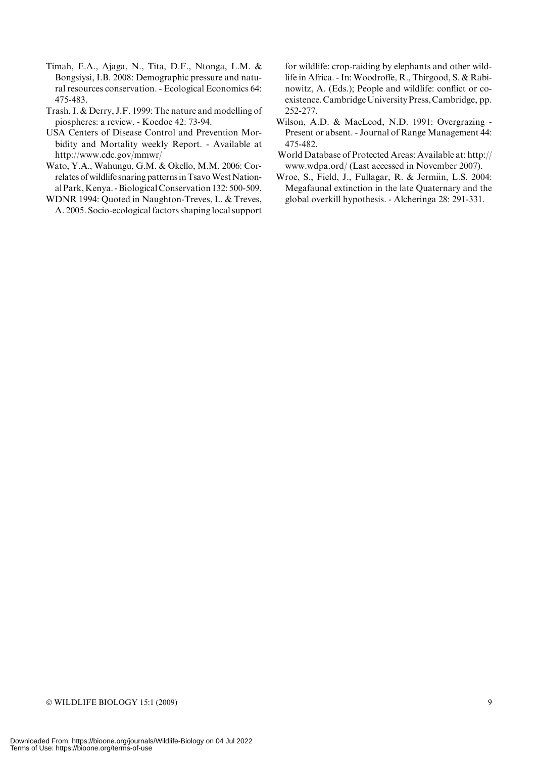Timah, E.A., Ajaga, N., Tita, D.F., Ntonga, L.M. & Bongsiysi, I.B. 2008: Demographic pressure and natural resources conservation. - Ecological Economics 64: 475-483.

Trash, I. & Derry, J.F. 1999: The nature and modelling of piospheres: a review. - Koedoe 42: 73-94.

USA Centers of Disease Control and Prevention Morbidity and Mortality weekly Report. - Available at http://www.cdc.gov/mmwr/

Wato, Y.A., Wahungu, G.M. & Okello, M.M. 2006: Correlates of wildlife snaring patterns in Tsavo West National Park, Kenya. - Biological Conservation 132: 500-509.

WDNR 1994: Quoted in Naughton-Treves, L. & Treves, A. 2005. Socio-ecological factors shaping local support for wildlife: crop-raiding by elephants and other wildlife in Africa. - In: Woodroffe, R., Thirgood, S. & Rabinowitz, A. (Eds.); People and wildlife: conflict or coexistence. Cambridge University Press, Cambridge, pp. 252-277.

Wilson, A.D. & MacLeod, N.D. 1991: Overgrazing - Present or absent. - Journal of Range Management 44: 475-482.

World Database of Protected Areas: Available at: http://www.wdpa.ord/ (Last accessed in November 2007).

Wroe, S., Field, J., Fullagar, R. & Jermiin, L.S. 2004: Megafaunal extinction in the late Quaternary and the global overkill hypothesis. - Alcheringa 28: 291-331.